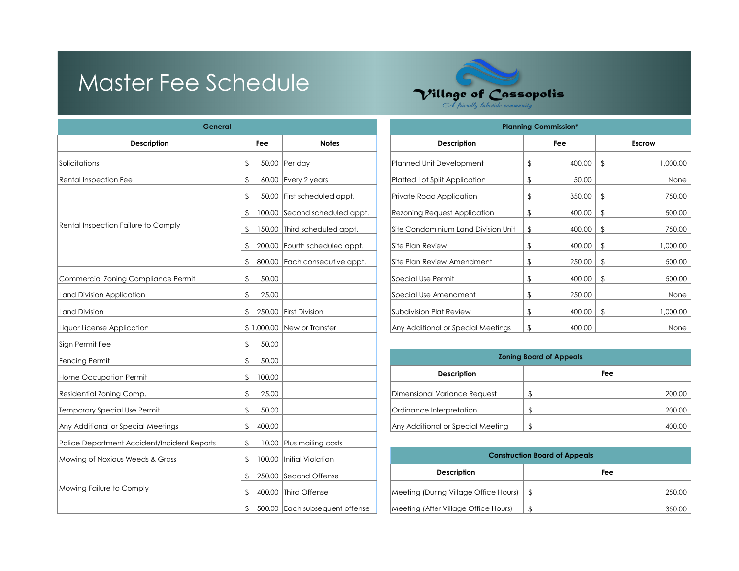# Master Fee Schedule

Village of Cassopolis
*A friendly lakeside community*

## General

| Description | Fee | Notes |
|---|---|---|
| Solicitations | $ 50.00 | Per day |
| Rental Inspection Fee | $ 60.00 | Every 2 years |
| Rental Inspection Failure to Comply | $ 50.00 | First scheduled appt. |
| | $ 100.00 | Second scheduled appt. |
| | $ 150.00 | Third scheduled appt. |
| | $ 200.00 | Fourth scheduled appt. |
| | $ 800.00 | Each consecutive appt. |
| Commercial Zoning Compliance Permit | $ 50.00 | |
| Land Division Application | $ 25.00 | |
| Land Division | $ 250.00 | First Division |
| Liquor License Application | $ 1,000.00 | New or Transfer |
| Sign Permit Fee | $ 50.00 | |
| Fencing Permit | $ 50.00 | |
| Home Occupation Permit | $ 100.00 | |
| Residential Zoning Comp. | $ 25.00 | |
| Temporary Special Use Permit | $ 50.00 | |
| Any Additional or Special Meetings | $ 400.00 | |
| Police Department Accident/Incident Reports | $ 10.00 | Plus mailing costs |
| Mowing of Noxious Weeds & Grass | $ 100.00 | Initial Violation |
| Mowing Failure to Comply | $ 250.00 | Second Offense |
| | $ 400.00 | Third Offense |
| | $ 500.00 | Each subsequent offense |

## Planning Commission*

| Description | Fee | Escrow |
|---|---|---|
| Planned Unit Development | $ 400.00 | $ 1,000.00 |
| Platted Lot Split Application | $ 50.00 | None |
| Private Road Application | $ 350.00 | $ 750.00 |
| Rezoning Request Application | $ 400.00 | $ 500.00 |
| Site Condominium Land Division Unit | $ 400.00 | $ 750.00 |
| Site Plan Review | $ 400.00 | $ 1,000.00 |
| Site Plan Review Amendment | $ 250.00 | $ 500.00 |
| Special Use Permit | $ 400.00 | $ 500.00 |
| Special Use Amendment | $ 250.00 | None |
| Subdivision Plat Review | $ 400.00 | $ 1,000.00 |
| Any Additional or Special Meetings | $ 400.00 | None |

## Zoning Board of Appeals

| Description | Fee |
|---|---|
| Dimensional Variance Request | $ 200.00 |
| Ordinance Interpretation | $ 200.00 |
| Any Additional or Special Meeting | $ 400.00 |

## Construction Board of Appeals

| Description | Fee |
|---|---|
| Meeting (During Village Office Hours) | $ 250.00 |
| Meeting (After Village Office Hours) | $ 350.00 |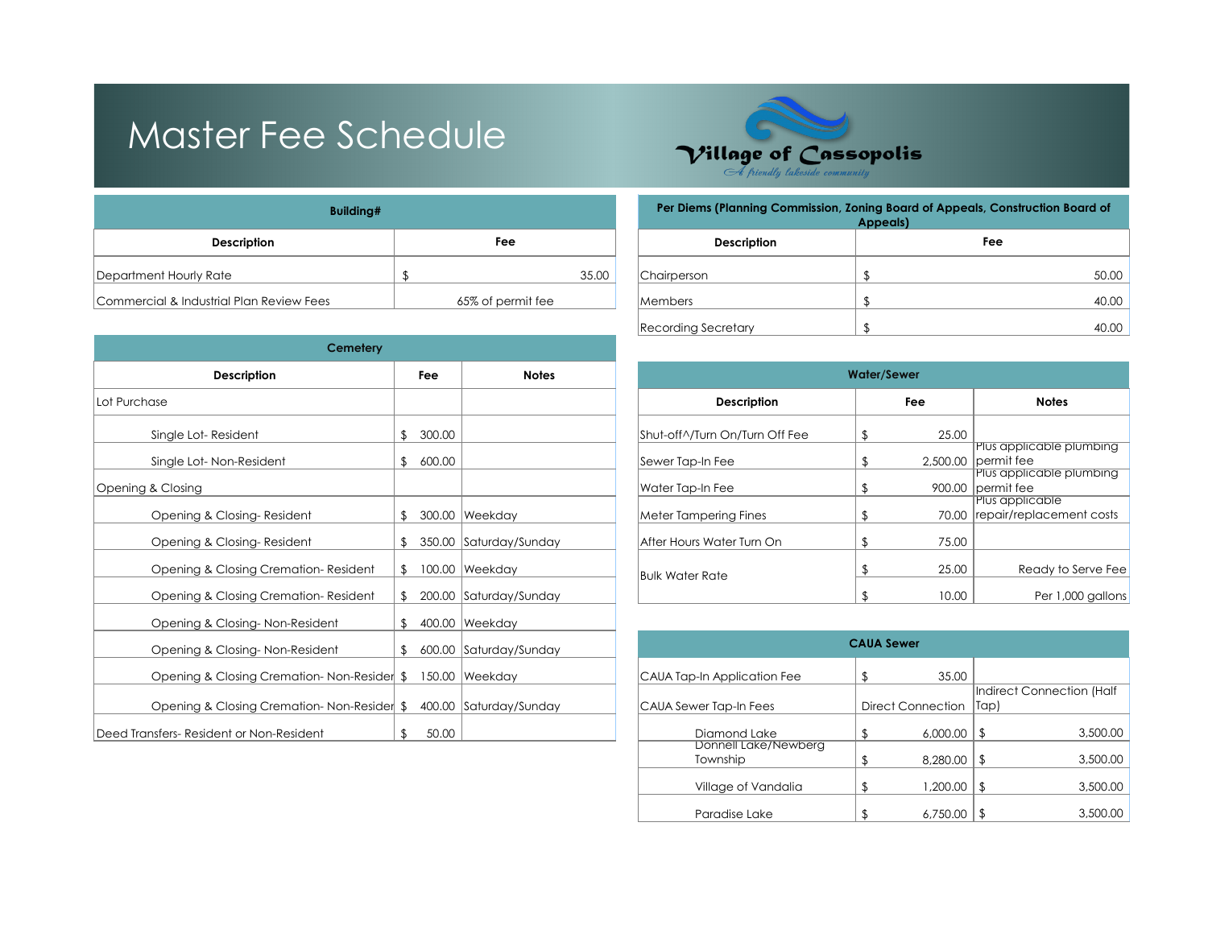# Master Fee Schedule

Village of Cassopolis
*A friendly lakeside community*

| Building# | |
|---|---|
| **Description** | **Fee** |
| Department Hourly Rate | $ 35.00 |
| Commercial & Industrial Plan Review Fees | 65% of permit fee |

| Cemetery | | |
|---|---|---|
| **Description** | **Fee** | **Notes** |
| Lot Purchase | | |
| Single Lot- Resident | $ 300.00 | |
| Single Lot- Non-Resident | $ 600.00 | |
| Opening & Closing | | |
| Opening & Closing- Resident | $ 300.00 | Weekday |
| Opening & Closing- Resident | $ 350.00 | Saturday/Sunday |
| Opening & Closing Cremation- Resident | $ 100.00 | Weekday |
| Opening & Closing Cremation- Resident | $ 200.00 | Saturday/Sunday |
| Opening & Closing- Non-Resident | $ 400.00 | Weekday |
| Opening & Closing- Non-Resident | $ 600.00 | Saturday/Sunday |
| Opening & Closing Cremation- Non-Resider | $ 150.00 | Weekday |
| Opening & Closing Cremation- Non-Resider | $ 400.00 | Saturday/Sunday |
| Deed Transfers- Resident or Non-Resident | $ 50.00 | |

| Per Diems (Planning Commission, Zoning Board of Appeals, Construction Board of Appeals) | |
|---|---|
| **Description** | **Fee** |
| Chairperson | $ 50.00 |
| Members | $ 40.00 |
| Recording Secretary | $ 40.00 |

| Water/Sewer | | |
|---|---|---|
| **Description** | **Fee** | **Notes** |
| Shut-off^/Turn On/Turn Off Fee | $ 25.00 | |
| Sewer Tap-In Fee | $ 2,500.00 | Plus applicable plumbing permit fee |
| Water Tap-In Fee | $ 900.00 | Plus applicable plumbing permit fee |
| Meter Tampering Fines | $ 70.00 | Plus applicable repair/replacement costs |
| After Hours Water Turn On | $ 75.00 | |
| Bulk Water Rate | $ 25.00 | Ready to Serve Fee |
| | $ 10.00 | Per 1,000 gallons |

| CAUA Sewer | | |
|---|---|---|
| CAUA Tap-In Application Fee | $ 35.00 | |
| CAUA Sewer Tap-In Fees | Direct Connection | Indirect Connection (Half Tap) |
| Diamond Lake | $ 6,000.00 | $ 3,500.00 |
| Donnell Lake/Newberg Township | $ 8,280.00 | $ 3,500.00 |
| Village of Vandalia | $ 1,200.00 | $ 3,500.00 |
| Paradise Lake | $ 6,750.00 | $ 3,500.00 |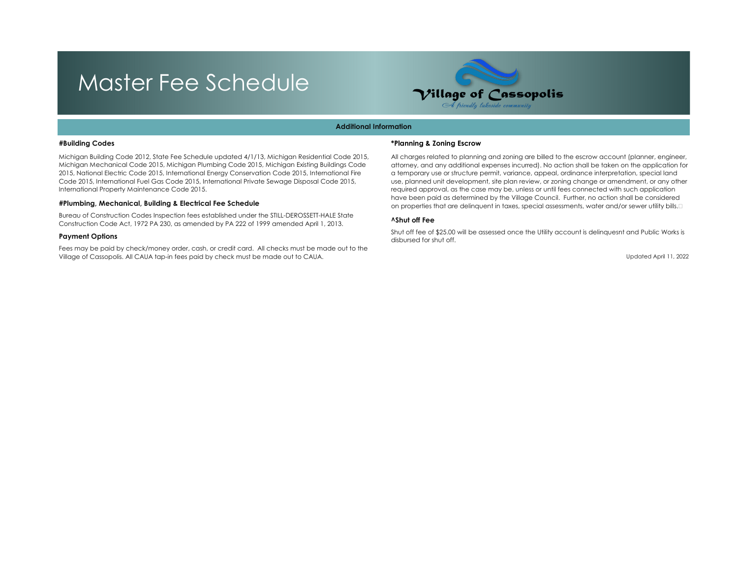# Master Fee Schedule

Village of Cassopolis
A friendly lakeside community

## Additional Information

### #Building Codes

Michigan Building Code 2012, State Fee Schedule updated 4/1/13, Michigan Residential Code 2015, Michigan Mechanical Code 2015, Michigan Plumbing Code 2015, Michigan Existing Buildings Code 2015, National Electric Code 2015, International Energy Conservation Code 2015, International Fire Code 2015, International Fuel Gas Code 2015, International Private Sewage Disposal Code 2015, International Property Maintenance Code 2015.

### #Plumbing, Mechanical, Building & Electrical Fee Schedule

Bureau of Construction Codes Inspection fees established under the STILL-DEROSSETT-HALE State Construction Code Act, 1972 PA 230, as amended by PA 222 of 1999 amended April 1, 2013.

### Payment Options

Fees may be paid by check/money order, cash, or credit card. All checks must be made out to the Village of Cassopolis. All CAUA tap-in fees paid by check must be made out to CAUA.

### *Planning & Zoning Escrow

All charges related to planning and zoning are billed to the escrow account (planner, engineer, attorney, and any additional expenses incurred). No action shall be taken on the application for a temporary use or structure permit, variance, appeal, ordinance interpretation, special land use, planned unit development, site plan review, or zoning change or amendment, or any other required approval, as the case may be, unless or until fees connected with such application have been paid as determined by the Village Council. Further, no action shall be considered on properties that are delinquent in taxes, special assessments, water and/or sewer utility bills.

### ^Shut off Fee

Shut off fee of $25.00 will be assessed once the Utility account is delinquesnt and Public Works is disbursed for shut off.

Updated April 11, 2022